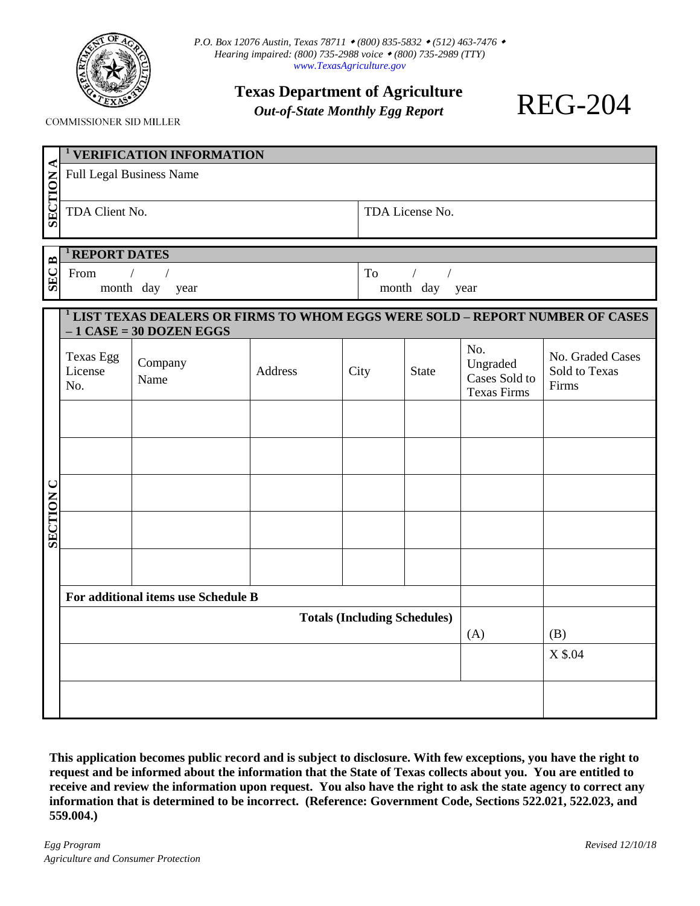P.O. Box 12076 Austin, Texas 78711 • (800) 835-5832 • (512) 463-7476 •
Hearing impaired: (800) 735-2988 voice • (800) 735-2989 (TTY)
www.TexasAgriculture.gov

COMMISSIONER SID MILLER

# Texas Department of Agriculture

*Out-of-State Monthly Egg Report*

# REG-204

## SECTION A — [1] VERIFICATION INFORMATION

| Full Legal Business Name | |
|---|---|
| TDA Client No. | TDA License No. |

## SEC B — [1] REPORT DATES

| From / / (month day year) | To / / (month day year) |
|---|---|

## SECTION C — [1] LIST TEXAS DEALERS OR FIRMS TO WHOM EGGS WERE SOLD – REPORT NUMBER OF CASES – 1 CASE = 30 DOZEN EGGS

| Texas Egg License No. | Company Name | Address | City | State | No. Ungraded Cases Sold to Texas Firms | No. Graded Cases Sold to Texas Firms |
|---|---|---|---|---|---|---|
| | | | | | | |
| | | | | | | |
| | | | | | | |
| | | | | | | |
| | | | | | | |
| For additional items use Schedule B | | | | | | |
| | | | | Totals (Including Schedules) | (A) | (B) |
| | | | | | | X $.04 |
| | | | | | | |

**This application becomes public record and is subject to disclosure. With few exceptions, you have the right to request and be informed about the information that the State of Texas collects about you. You are entitled to receive and review the information upon request. You also have the right to ask the state agency to correct any information that is determined to be incorrect. (Reference: Government Code, Sections 522.021, 522.023, and 559.004.)**

*Egg Program*
*Agriculture and Consumer Protection*

*Revised 12/10/18*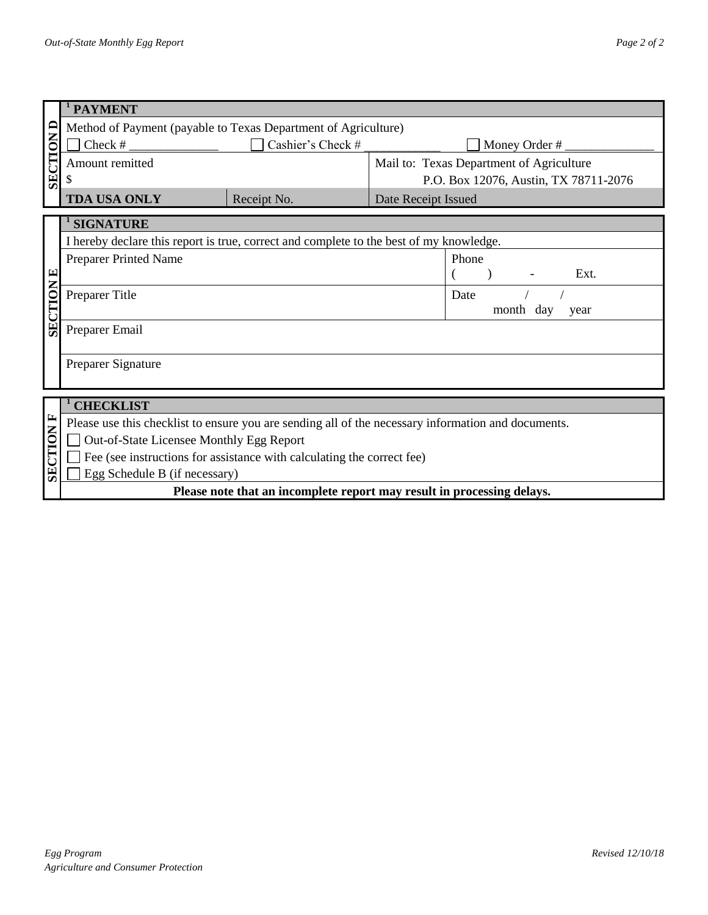## SECTION D

### [1] PAYMENT

Method of Payment (payable to Texas Department of Agriculture)

☐ Check # ______________ ☐ Cashier's Check # ____________ ☐ Money Order # ______________

| | |
|---|---|
| Amount remitted<br>$ | Mail to: Texas Department of Agriculture<br>P.O. Box 12076, Austin, TX 78711-2076 |

| | | |
|---|---|---|
| **TDA USA ONLY** | Receipt No. | Date Receipt Issued |

## SECTION E

### [1] SIGNATURE

I hereby declare this report is true, correct and complete to the best of my knowledge.

| | |
|---|---|
| Preparer Printed Name | Phone<br>( ) - Ext. |
| Preparer Title | Date / /<br>month day year |
| Preparer Email | |
| Preparer Signature | |

## SECTION F

### [1] CHECKLIST

Please use this checklist to ensure you are sending all of the necessary information and documents.

☐ Out-of-State Licensee Monthly Egg Report

☐ Fee (see instructions for assistance with calculating the correct fee)

☐ Egg Schedule B (if necessary)

**Please note that an incomplete report may result in processing delays.**

*Egg Program*
*Agriculture and Consumer Protection*

*Revised 12/10/18*